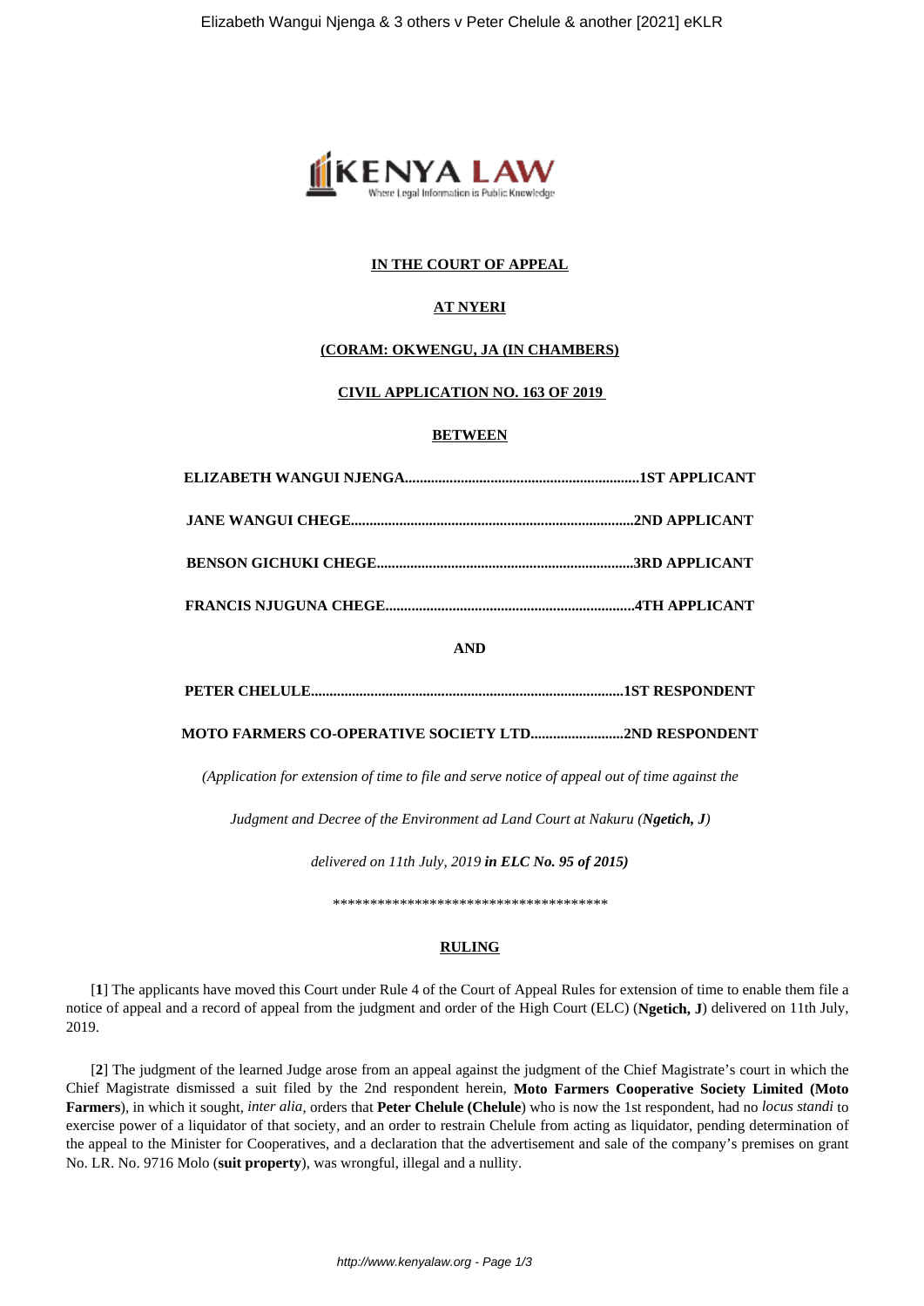**IN THE COURT OF APPEAL**

**AT NYERI**

**(CORAM: OKWENGU, JA (IN CHAMBERS)**

**CIVIL APPLICATION NO. 163 OF 2019**

**BETWEEN**

**ELIZABETH WANGUI NJENGA..............................................................1ST APPLICANT**

**JANE WANGUI CHEGE..........................................................................2ND APPLICANT**

**BENSON GICHUKI CHEGE....................................................................3RD APPLICANT**

**FRANCIS NJUGUNA CHEGE..................................................................4TH APPLICANT**

**AND**

**PETER CHELULE...................................................................................1ST RESPONDENT**

**MOTO FARMERS CO-OPERATIVE SOCIETY LTD.........................2ND RESPONDENT**

*(Application for extension of time to file and serve notice of appeal out of time against the*

*Judgment and Decree of the Environment ad Land Court at Nakuru (**Ngetich, J**)*

*delivered on 11th July, 2019 **in ELC No. 95 of 2015)***

\*\*\*\*\*\*\*\*\*\*\*\*\*\*\*\*\*\*\*\*\*\*\*\*\*\*\*\*\*\*\*\*\*\*\*\*\*\*\*

**RULING**

[**1**] The applicants have moved this Court under Rule 4 of the Court of Appeal Rules for extension of time to enable them file a notice of appeal and a record of appeal from the judgment and order of the High Court (ELC) (**Ngetich, J**) delivered on 11th July, 2019.

[**2**] The judgment of the learned Judge arose from an appeal against the judgment of the Chief Magistrate's court in which the Chief Magistrate dismissed a suit filed by the 2nd respondent herein, **Moto Farmers Cooperative Society Limited (Moto Farmers**), in which it sought, *inter alia*, orders that **Peter Chelule (Chelule**) who is now the 1st respondent, had no *locus standi* to exercise power of a liquidator of that society, and an order to restrain Chelule from acting as liquidator, pending determination of the appeal to the Minister for Cooperatives, and a declaration that the advertisement and sale of the company's premises on grant No. LR. No. 9716 Molo (**suit property**), was wrongful, illegal and a nullity.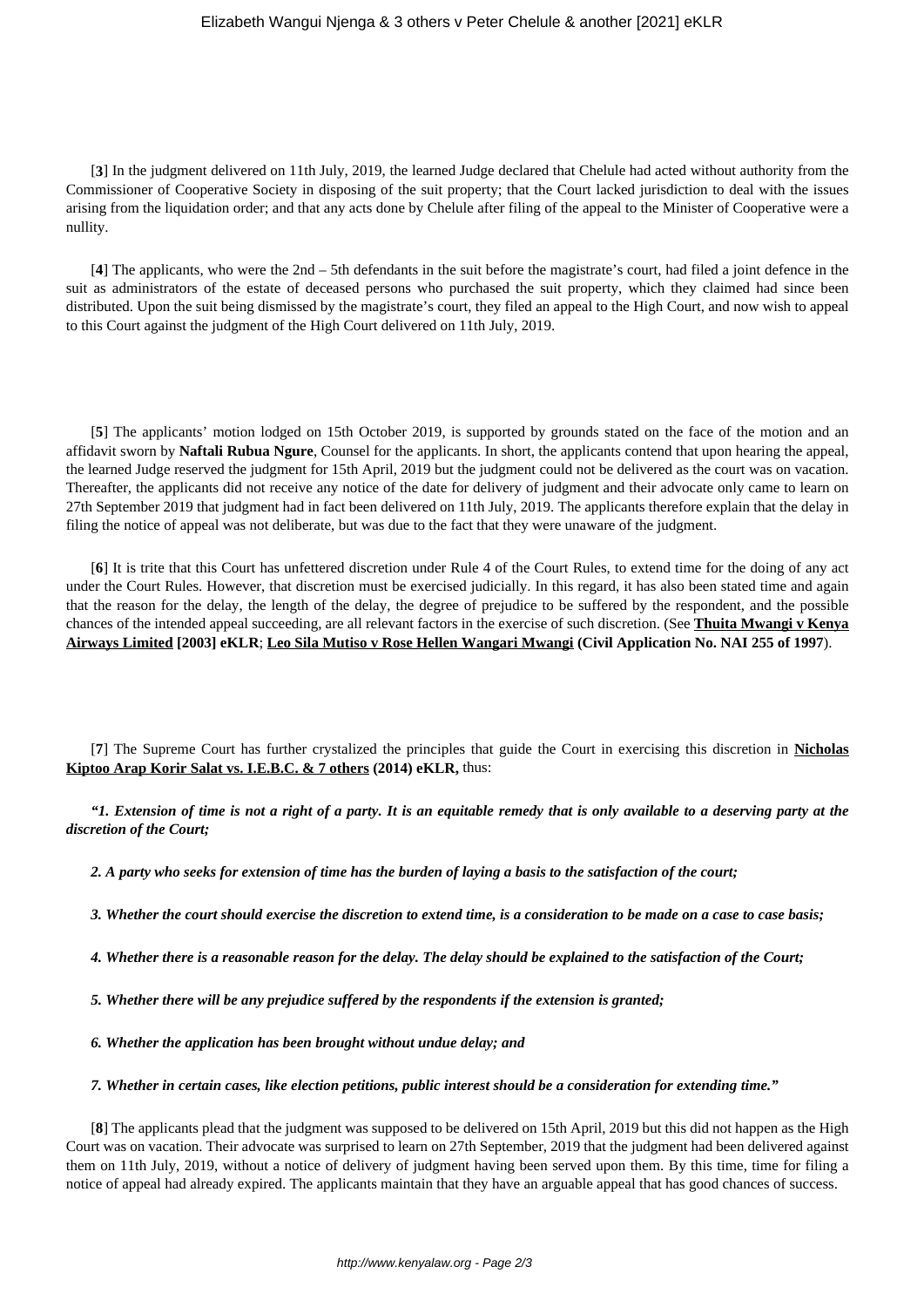[**3**] In the judgment delivered on 11th July, 2019, the learned Judge declared that Chelule had acted without authority from the Commissioner of Cooperative Society in disposing of the suit property; that the Court lacked jurisdiction to deal with the issues arising from the liquidation order; and that any acts done by Chelule after filing of the appeal to the Minister of Cooperative were a nullity.

[**4**] The applicants, who were the 2nd – 5th defendants in the suit before the magistrate's court, had filed a joint defence in the suit as administrators of the estate of deceased persons who purchased the suit property, which they claimed had since been distributed. Upon the suit being dismissed by the magistrate's court, they filed an appeal to the High Court, and now wish to appeal to this Court against the judgment of the High Court delivered on 11th July, 2019.

[**5**] The applicants' motion lodged on 15th October 2019, is supported by grounds stated on the face of the motion and an affidavit sworn by **Naftali Rubua Ngure**, Counsel for the applicants. In short, the applicants contend that upon hearing the appeal, the learned Judge reserved the judgment for 15th April, 2019 but the judgment could not be delivered as the court was on vacation. Thereafter, the applicants did not receive any notice of the date for delivery of judgment and their advocate only came to learn on 27th September 2019 that judgment had in fact been delivered on 11th July, 2019. The applicants therefore explain that the delay in filing the notice of appeal was not deliberate, but was due to the fact that they were unaware of the judgment.

[**6**] It is trite that this Court has unfettered discretion under Rule 4 of the Court Rules, to extend time for the doing of any act under the Court Rules. However, that discretion must be exercised judicially. In this regard, it has also been stated time and again that the reason for the delay, the length of the delay, the degree of prejudice to be suffered by the respondent, and the possible chances of the intended appeal succeeding, are all relevant factors in the exercise of such discretion. (See **Thuita Mwangi v Kenya Airways Limited [2003] eKLR**; **Leo Sila Mutiso v Rose Hellen Wangari Mwangi (Civil Application No. NAI 255 of 1997**).

[**7**] The Supreme Court has further crystalized the principles that guide the Court in exercising this discretion in **Nicholas Kiptoo Arap Korir Salat vs. I.E.B.C. & 7 others (2014) eKLR,** thus:

***"1. Extension of time is not a right of a party. It is an equitable remedy that is only available to a deserving party at the discretion of the Court;***

***2. A party who seeks for extension of time has the burden of laying a basis to the satisfaction of the court;***

***3. Whether the court should exercise the discretion to extend time, is a consideration to be made on a case to case basis;***

***4. Whether there is a reasonable reason for the delay. The delay should be explained to the satisfaction of the Court;***

***5. Whether there will be any prejudice suffered by the respondents if the extension is granted;***

***6. Whether the application has been brought without undue delay; and***

***7. Whether in certain cases, like election petitions, public interest should be a consideration for extending time."***

[**8**] The applicants plead that the judgment was supposed to be delivered on 15th April, 2019 but this did not happen as the High Court was on vacation. Their advocate was surprised to learn on 27th September, 2019 that the judgment had been delivered against them on 11th July, 2019, without a notice of delivery of judgment having been served upon them. By this time, time for filing a notice of appeal had already expired. The applicants maintain that they have an arguable appeal that has good chances of success.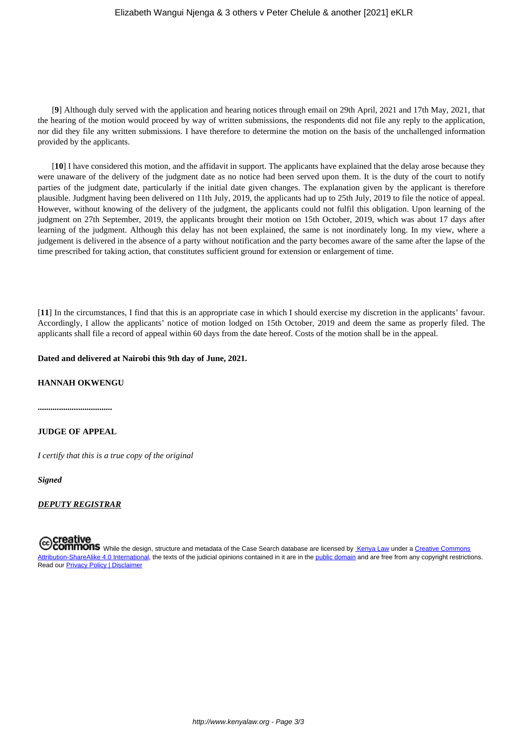[**9**] Although duly served with the application and hearing notices through email on 29th April, 2021 and 17th May, 2021, that the hearing of the motion would proceed by way of written submissions, the respondents did not file any reply to the application, nor did they file any written submissions. I have therefore to determine the motion on the basis of the unchallenged information provided by the applicants.

[**10**] I have considered this motion, and the affidavit in support. The applicants have explained that the delay arose because they were unaware of the delivery of the judgment date as no notice had been served upon them. It is the duty of the court to notify parties of the judgment date, particularly if the initial date given changes. The explanation given by the applicant is therefore plausible. Judgment having been delivered on 11th July, 2019, the applicants had up to 25th July, 2019 to file the notice of appeal. However, without knowing of the delivery of the judgment, the applicants could not fulfil this obligation. Upon learning of the judgment on 27th September, 2019, the applicants brought their motion on 15th October, 2019, which was about 17 days after learning of the judgment. Although this delay has not been explained, the same is not inordinately long. In my view, where a judgement is delivered in the absence of a party without notification and the party becomes aware of the same after the lapse of the time prescribed for taking action, that constitutes sufficient ground for extension or enlargement of time.

[**11**] In the circumstances, I find that this is an appropriate case in which I should exercise my discretion in the applicants' favour. Accordingly, I allow the applicants' notice of motion lodged on 15th October, 2019 and deem the same as properly filed. The applicants shall file a record of appeal within 60 days from the date hereof. Costs of the motion shall be in the appeal.

**Dated and delivered at Nairobi this 9th day of June, 2021.**

**HANNAH OKWENGU**

**.................................**

**JUDGE OF APPEAL**

*I certify that this is a true copy of the original*

***Signed***

***DEPUTY REGISTRAR***

While the design, structure and metadata of the Case Search database are licensed by Kenya Law under a Creative Commons Attribution-ShareAlike 4.0 International, the texts of the judicial opinions contained in it are in the public domain and are free from any copyright restrictions. Read our Privacy Policy | Disclaimer